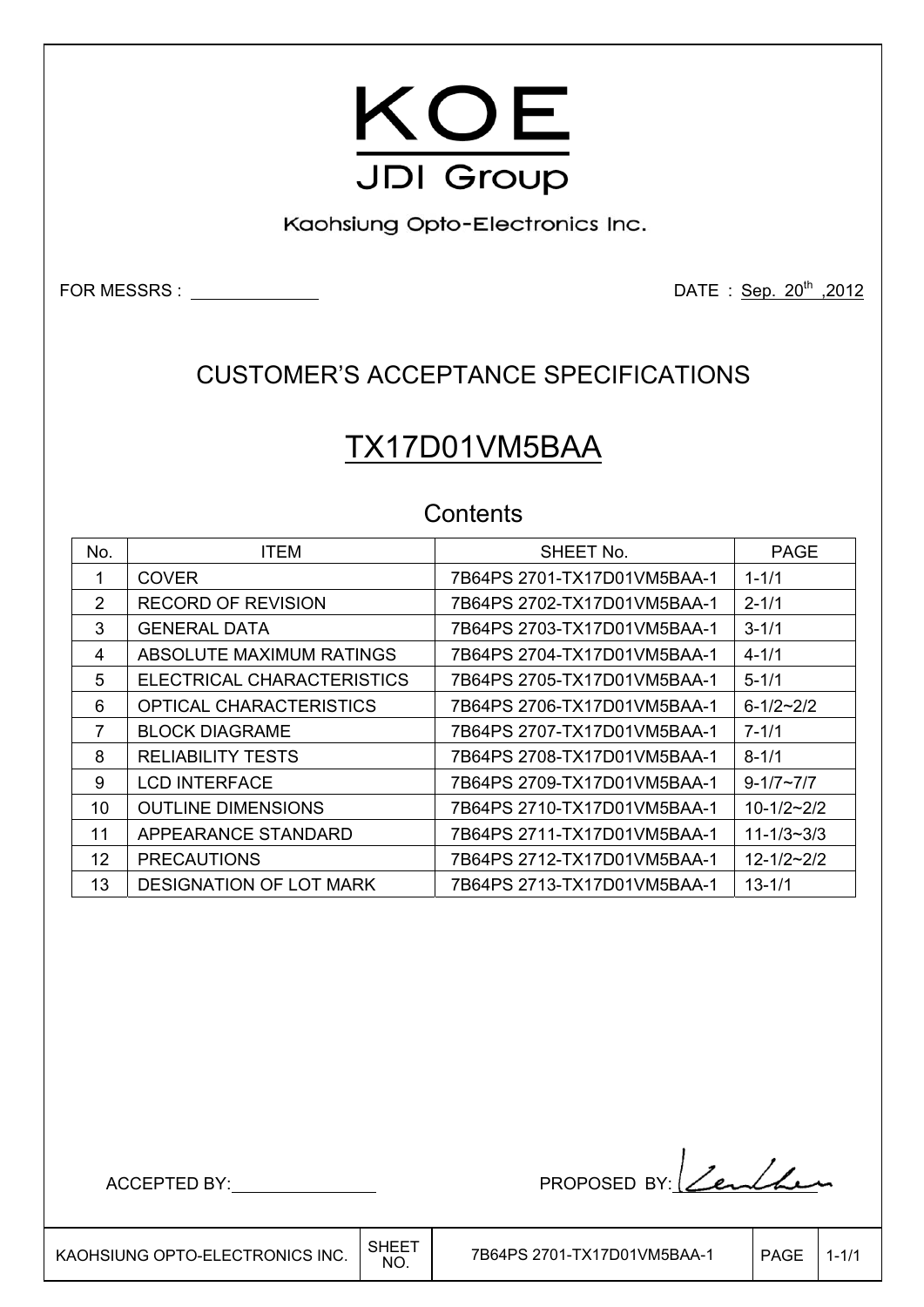# KOE

JDI Group

Kaohsiung Opto-Electronics Inc.

FOR MESSRS : ______________ DATE : Sep. 20th ,2012

## CUSTOMER'S ACCEPTANCE SPECIFICATIONS

## TX17D01VM5BAA

### Contents

| No. | ITEM | SHEET No. | PAGE |
|---|---|---|---|
| 1 | COVER | 7B64PS 2701-TX17D01VM5BAA-1 | 1-1/1 |
| 2 | RECORD OF REVISION | 7B64PS 2702-TX17D01VM5BAA-1 | 2-1/1 |
| 3 | GENERAL DATA | 7B64PS 2703-TX17D01VM5BAA-1 | 3-1/1 |
| 4 | ABSOLUTE MAXIMUM RATINGS | 7B64PS 2704-TX17D01VM5BAA-1 | 4-1/1 |
| 5 | ELECTRICAL CHARACTERISTICS | 7B64PS 2705-TX17D01VM5BAA-1 | 5-1/1 |
| 6 | OPTICAL CHARACTERISTICS | 7B64PS 2706-TX17D01VM5BAA-1 | 6-1/2~2/2 |
| 7 | BLOCK DIAGRAME | 7B64PS 2707-TX17D01VM5BAA-1 | 7-1/1 |
| 8 | RELIABILITY TESTS | 7B64PS 2708-TX17D01VM5BAA-1 | 8-1/1 |
| 9 | LCD INTERFACE | 7B64PS 2709-TX17D01VM5BAA-1 | 9-1/7~7/7 |
| 10 | OUTLINE DIMENSIONS | 7B64PS 2710-TX17D01VM5BAA-1 | 10-1/2~2/2 |
| 11 | APPEARANCE STANDARD | 7B64PS 2711-TX17D01VM5BAA-1 | 11-1/3~3/3 |
| 12 | PRECAUTIONS | 7B64PS 2712-TX17D01VM5BAA-1 | 12-1/2~2/2 |
| 13 | DESIGNATION OF LOT MARK | 7B64PS 2713-TX17D01VM5BAA-1 | 13-1/1 |

ACCEPTED BY: ______________ PROPOSED BY: ______________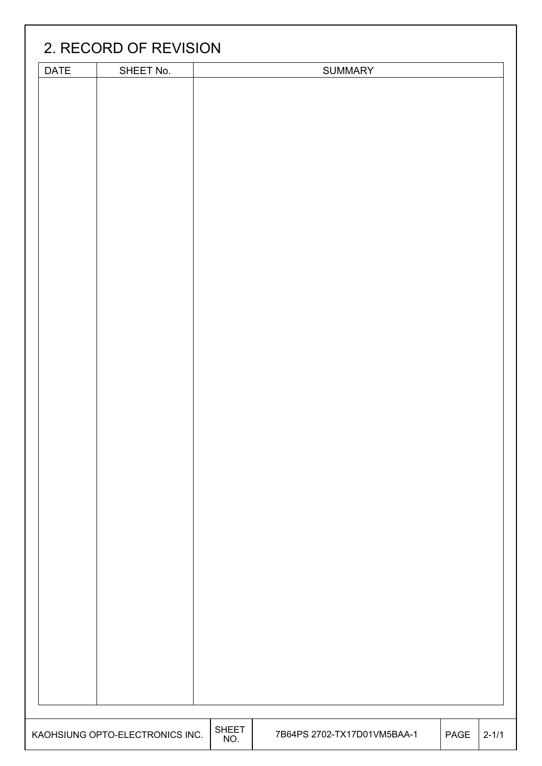## 2. RECORD OF REVISION

| DATE | SHEET No. | SUMMARY |
|---|---|---|
| | | |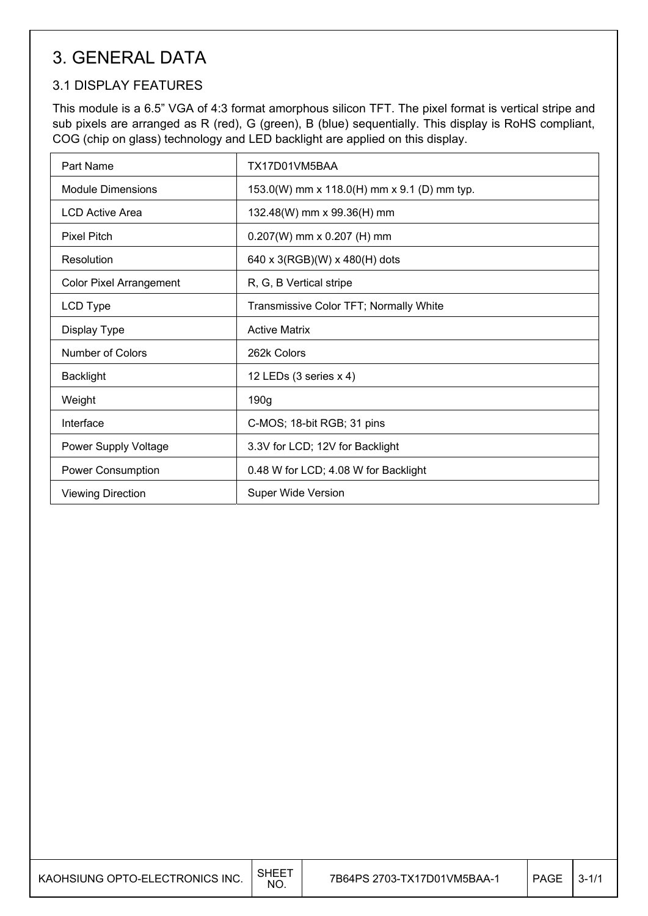# 3. GENERAL DATA

## 3.1 DISPLAY FEATURES

This module is a 6.5" VGA of 4:3 format amorphous silicon TFT. The pixel format is vertical stripe and sub pixels are arranged as R (red), G (green), B (blue) sequentially. This display is RoHS compliant, COG (chip on glass) technology and LED backlight are applied on this display.

| Part Name | TX17D01VM5BAA |
|---|---|
| Module Dimensions | 153.0(W) mm x 118.0(H) mm x 9.1 (D) mm typ. |
| LCD Active Area | 132.48(W) mm x 99.36(H) mm |
| Pixel Pitch | 0.207(W) mm x 0.207 (H) mm |
| Resolution | 640 x 3(RGB)(W) x 480(H) dots |
| Color Pixel Arrangement | R, G, B Vertical stripe |
| LCD Type | Transmissive Color TFT; Normally White |
| Display Type | Active Matrix |
| Number of Colors | 262k Colors |
| Backlight | 12 LEDs (3 series x 4) |
| Weight | 190g |
| Interface | C-MOS; 18-bit RGB; 31 pins |
| Power Supply Voltage | 3.3V for LCD; 12V for Backlight |
| Power Consumption | 0.48 W for LCD; 4.08 W for Backlight |
| Viewing Direction | Super Wide Version |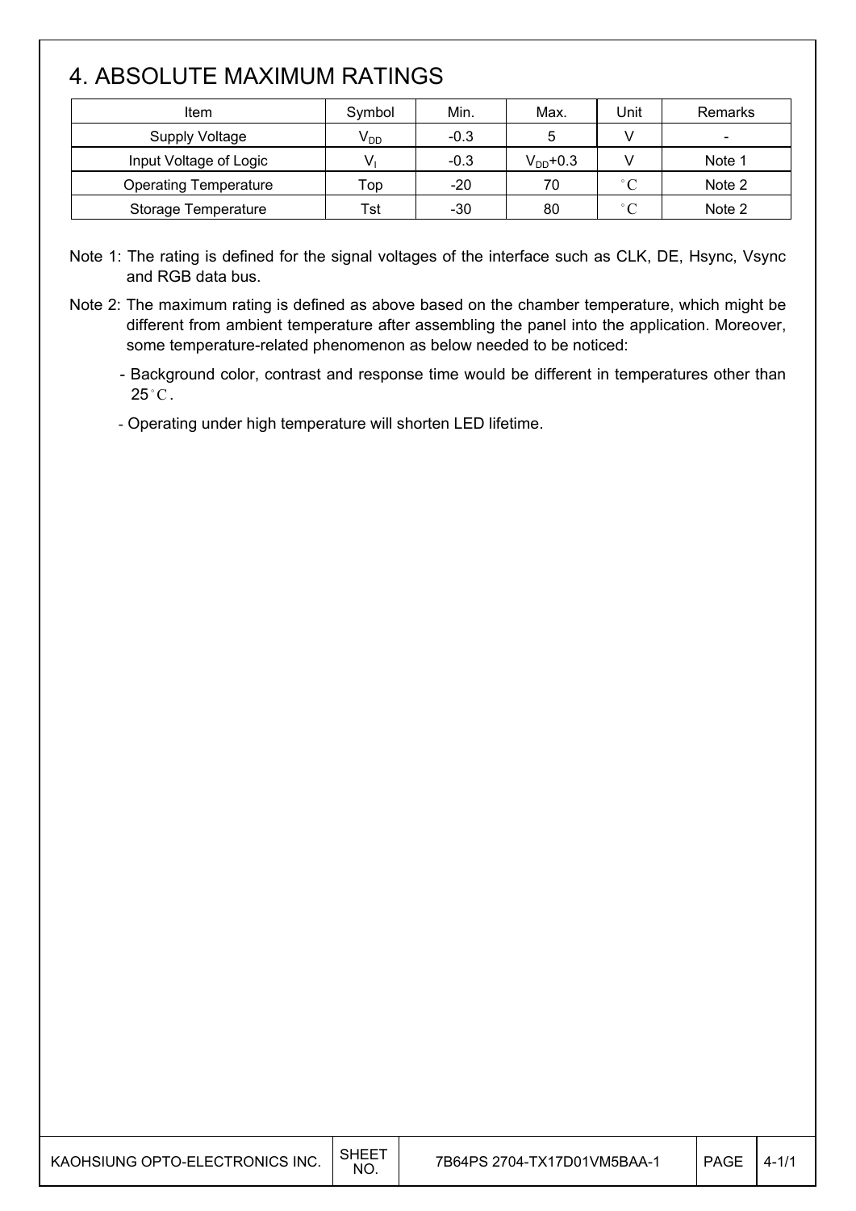# 4. ABSOLUTE MAXIMUM RATINGS

| Item | Symbol | Min. | Max. | Unit | Remarks |
| --- | --- | --- | --- | --- | --- |
| Supply Voltage | $V_{DD}$ | -0.3 | 5 | V | - |
| Input Voltage of Logic | $V_I$ | -0.3 | $V_{DD}$+0.3 | V | Note 1 |
| Operating Temperature | Top | -20 | 70 | °C | Note 2 |
| Storage Temperature | Tst | -30 | 80 | °C | Note 2 |

Note 1: The rating is defined for the signal voltages of the interface such as CLK, DE, Hsync, Vsync and RGB data bus.

Note 2: The maximum rating is defined as above based on the chamber temperature, which might be different from ambient temperature after assembling the panel into the application. Moreover, some temperature-related phenomenon as below needed to be noticed:

- Background color, contrast and response time would be different in temperatures other than 25°C.
- Operating under high temperature will shorten LED lifetime.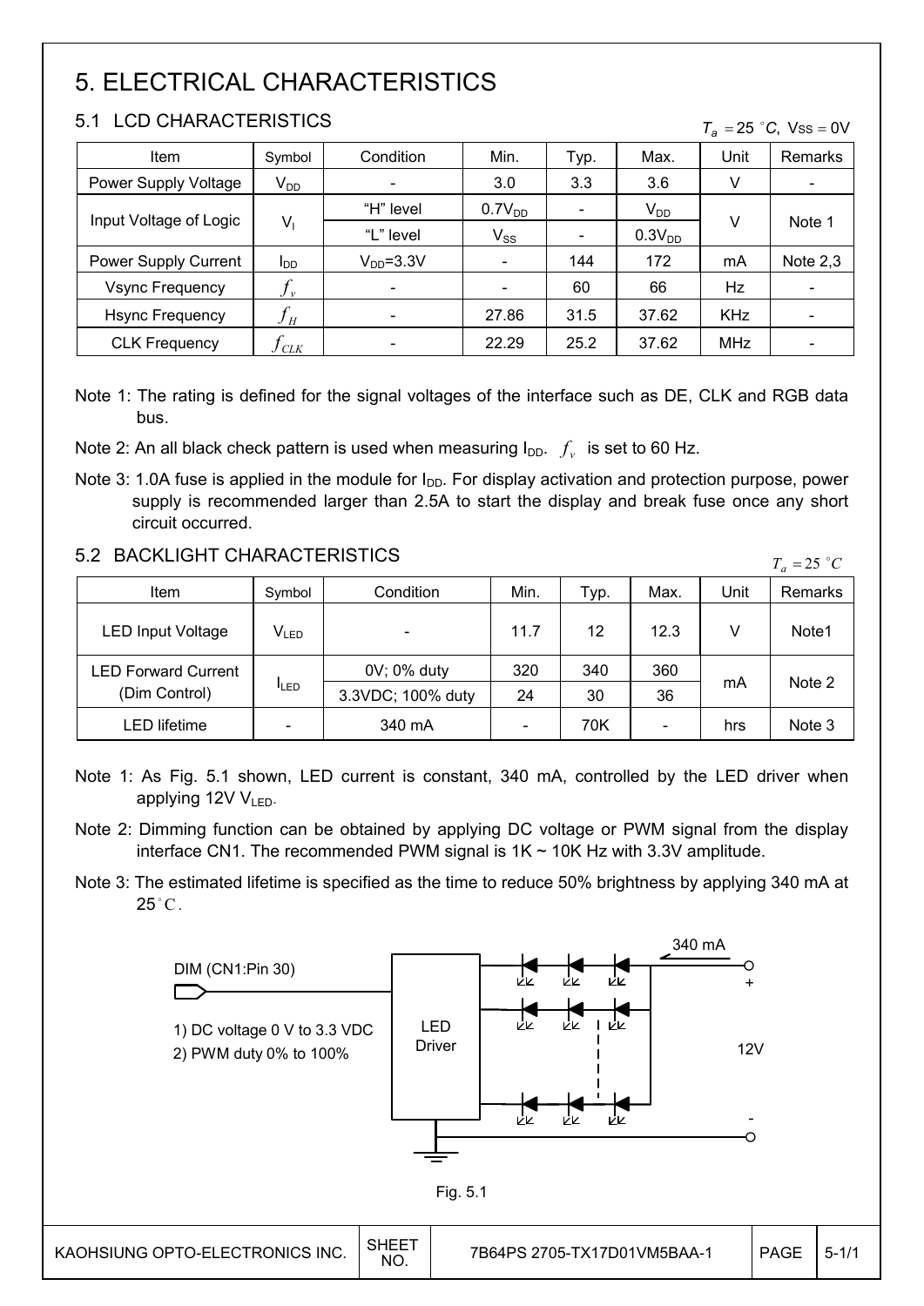／# 5. ELECTRICAL CHARACTERISTICS

## 5.1 LCD CHARACTERISTICS

$T_a = 25\ ^{\circ}C,\ V_{SS} = 0V$

| Item | Symbol | Condition | Min. | Typ. | Max. | Unit | Remarks |
|---|---|---|---|---|---|---|---|
| Power Supply Voltage | $V_{DD}$ | - | 3.0 | 3.3 | 3.6 | V | - |
| Input Voltage of Logic | $V_I$ | "H" level | $0.7V_{DD}$ | - | $V_{DD}$ | V | Note 1 |
| | | "L" level | $V_{SS}$ | - | $0.3V_{DD}$ | | |
| Power Supply Current | $I_{DD}$ | $V_{DD}$=3.3V | - | 144 | 172 | mA | Note 2,3 |
| Vsync Frequency | $f_v$ | - | - | 60 | 66 | Hz | - |
| Hsync Frequency | $f_H$ | - | 27.86 | 31.5 | 37.62 | KHz | - |
| CLK Frequency | $f_{CLK}$ | - | 22.29 | 25.2 | 37.62 | MHz | - |

Note 1: The rating is defined for the signal voltages of the interface such as DE, CLK and RGB data bus.

Note 2: An all black check pattern is used when measuring $I_{DD}$. $f_v$ is set to 60 Hz.

Note 3: 1.0A fuse is applied in the module for $I_{DD}$. For display activation and protection purpose, power supply is recommended larger than 2.5A to start the display and break fuse once any short circuit occurred.

## 5.2 BACKLIGHT CHARACTERISTICS

$T_a = 25\ ^{\circ}C$

| Item | Symbol | Condition | Min. | Typ. | Max. | Unit | Remarks |
|---|---|---|---|---|---|---|---|
| LED Input Voltage | $V_{LED}$ | - | 11.7 | 12 | 12.3 | V | Note1 |
| LED Forward Current (Dim Control) | $I_{LED}$ | 0V; 0% duty | 320 | 340 | 360 | mA | Note 2 |
| | | 3.3VDC; 100% duty | 24 | 30 | 36 | | |
| LED lifetime | - | 340 mA | - | 70K | - | hrs | Note 3 |

Note 1: As Fig. 5.1 shown, LED current is constant, 340 mA, controlled by the LED driver when applying 12V $V_{LED}$.

Note 2: Dimming function can be obtained by applying DC voltage or PWM signal from the display interface CN1. The recommended PWM signal is 1K ~ 10K Hz with 3.3V amplitude.

Note 3: The estimated lifetime is specified as the time to reduce 50% brightness by applying 340 mA at 25°C.

DIM (CN1:Pin 30)

1) DC voltage 0 V to 3.3 VDC
2) PWM duty 0% to 100%

LED Driver

340 mA

12V

Fig. 5.1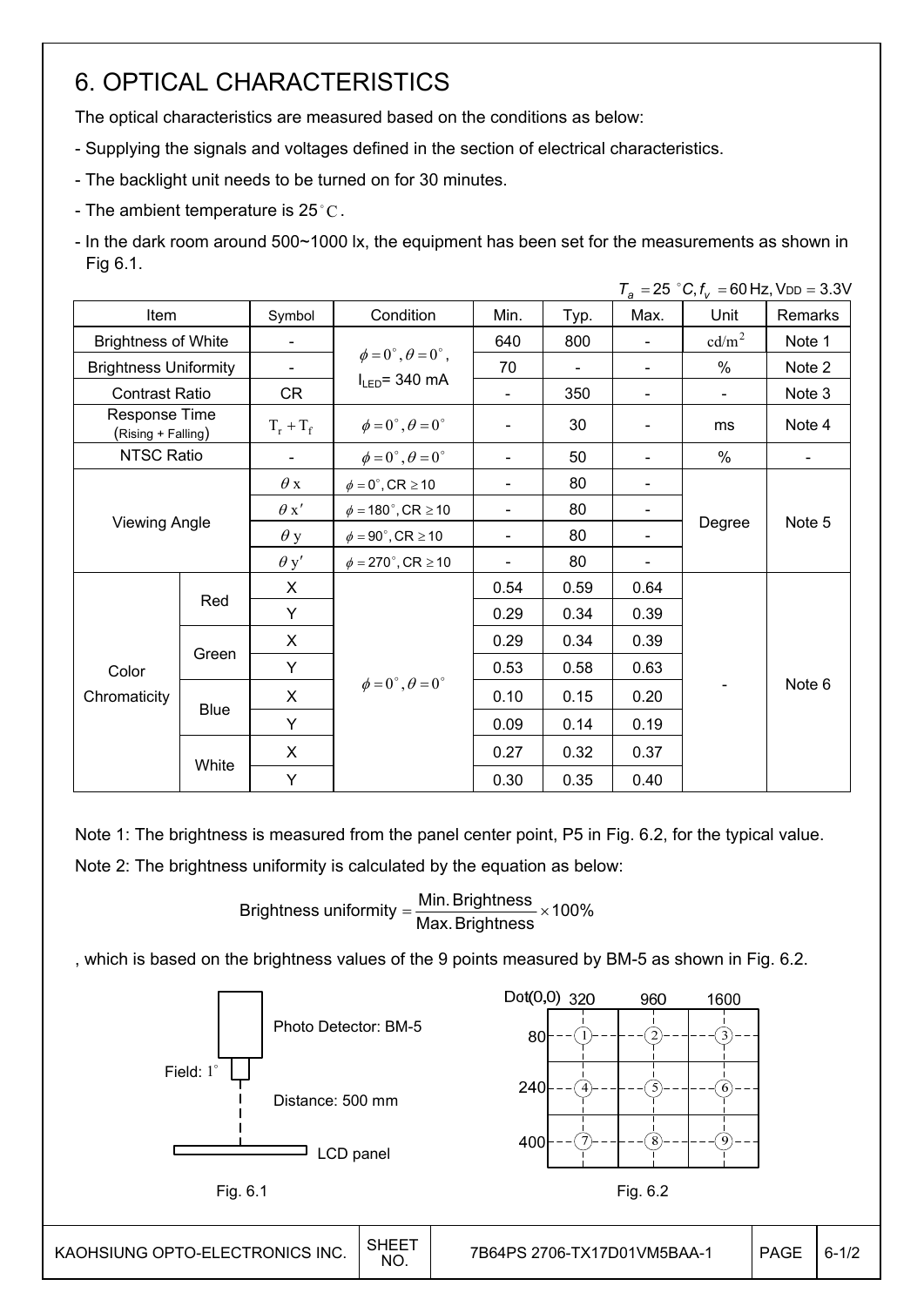# 6. OPTICAL CHARACTERISTICS

The optical characteristics are measured based on the conditions as below:

- Supplying the signals and voltages defined in the section of electrical characteristics.
- The backlight unit needs to be turned on for 30 minutes.
- The ambient temperature is 25°C.
- In the dark room around 500~1000 lx, the equipment has been set for the measurements as shown in Fig 6.1.

$T_a = 25\ ^\circ C, f_v = 60$ Hz, $V_{DD} = 3.3$V

| Item | | Symbol | Condition | Min. | Typ. | Max. | Unit | Remarks |
|---|---|---|---|---|---|---|---|---|
| Brightness of White | | - | $\phi = 0^\circ, \theta = 0^\circ$, $I_{LED}$= 340 mA | 640 | 800 | - | cd/m$^2$ | Note 1 |
| Brightness Uniformity | | - | | 70 | - | - | % | Note 2 |
| Contrast Ratio | | CR | | - | 350 | - | - | Note 3 |
| Response Time (Rising + Falling) | | $T_r + T_f$ | $\phi = 0^\circ, \theta = 0^\circ$ | - | 30 | - | ms | Note 4 |
| NTSC Ratio | | - | $\phi = 0^\circ, \theta = 0^\circ$ | - | 50 | - | % | - |
| Viewing Angle | | $\theta$ x | $\phi = 0^\circ$, CR ≥ 10 | - | 80 | - | Degree | Note 5 |
| | | $\theta$ x′ | $\phi = 180^\circ$, CR ≥ 10 | - | 80 | - | | |
| | | $\theta$ y | $\phi = 90^\circ$, CR ≥ 10 | - | 80 | - | | |
| | | $\theta$ y′ | $\phi = 270^\circ$, CR ≥ 10 | - | 80 | - | | |
| Color Chromaticity | Red | X | $\phi = 0^\circ, \theta = 0^\circ$ | 0.54 | 0.59 | 0.64 | - | Note 6 |
| | | Y | | 0.29 | 0.34 | 0.39 | | |
| | Green | X | | 0.29 | 0.34 | 0.39 | | |
| | | Y | | 0.53 | 0.58 | 0.63 | | |
| | Blue | X | | 0.10 | 0.15 | 0.20 | | |
| | | Y | | 0.09 | 0.14 | 0.19 | | |
| | White | X | | 0.27 | 0.32 | 0.37 | | |
| | | Y | | 0.30 | 0.35 | 0.40 | | |

Note 1: The brightness is measured from the panel center point, P5 in Fig. 6.2, for the typical value.

Note 2: The brightness uniformity is calculated by the equation as below:

$$\text{Brightness uniformity} = \frac{\text{Min. Brightness}}{\text{Max. Brightness}} \times 100\%$$

, which is based on the brightness values of the 9 points measured by BM-5 as shown in Fig. 6.2.

Photo Detector: BM-5

Field: 1°

Distance: 500 mm

LCD panel

Fig. 6.1

Dot(0,0) 320 960 1600

80 ① ② ③

240 ④ ⑤ ⑥

400 ⑦ ⑧ ⑨

Fig. 6.2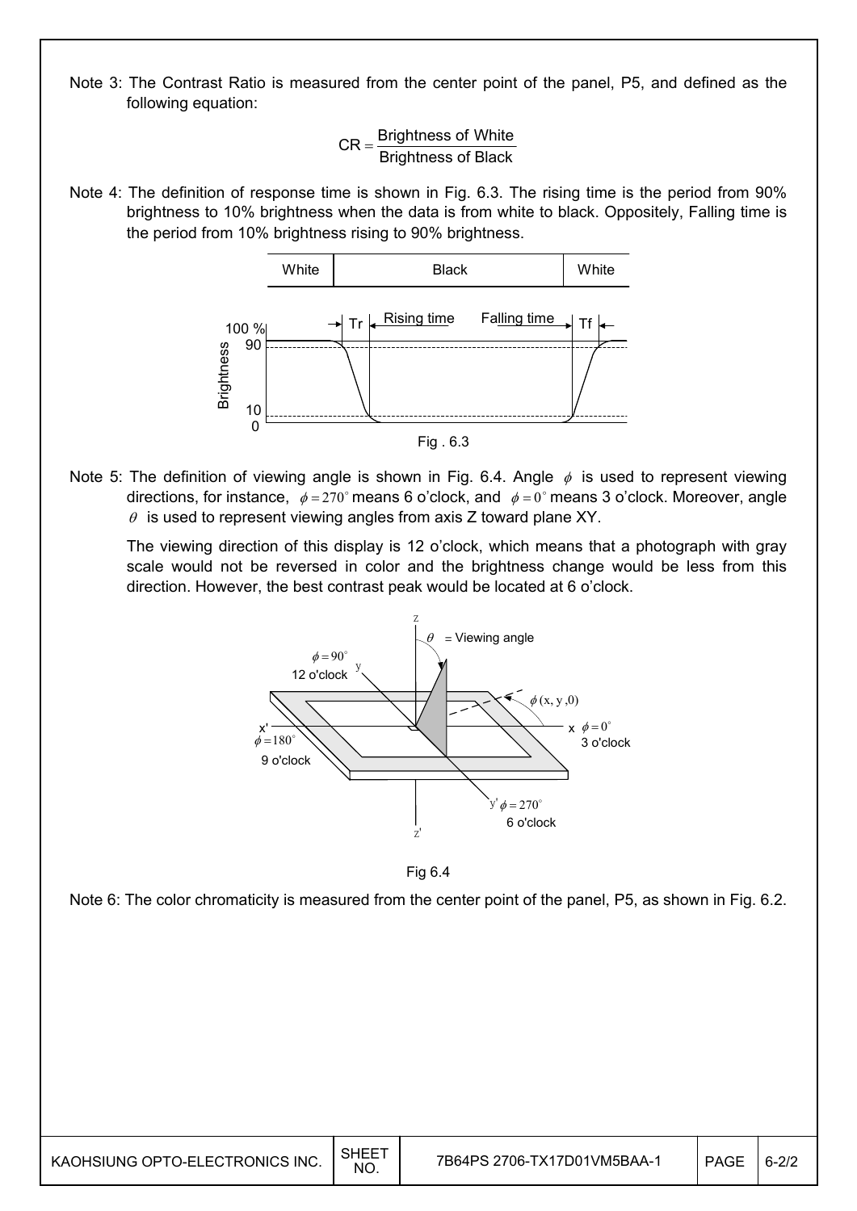Note 3: The Contrast Ratio is measured from the center point of the panel, P5, and defined as the following equation:

$$CR = \frac{\text{Brightness of White}}{\text{Brightness of Black}}$$

Note 4: The definition of response time is shown in Fig. 6.3. The rising time is the period from 90% brightness to 10% brightness when the data is from white to black. Oppositely, Falling time is the period from 10% brightness rising to 90% brightness.

Fig . 6.3

Note 5: The definition of viewing angle is shown in Fig. 6.4. Angle $\phi$ is used to represent viewing directions, for instance, $\phi = 270^\circ$ means 6 o'clock, and $\phi = 0^\circ$ means 3 o'clock. Moreover, angle $\theta$ is used to represent viewing angles from axis Z toward plane XY.

The viewing direction of this display is 12 o'clock, which means that a photograph with gray scale would not be reversed in color and the brightness change would be less from this direction. However, the best contrast peak would be located at 6 o'clock.

Fig 6.4

Note 6: The color chromaticity is measured from the center point of the panel, P5, as shown in Fig. 6.2.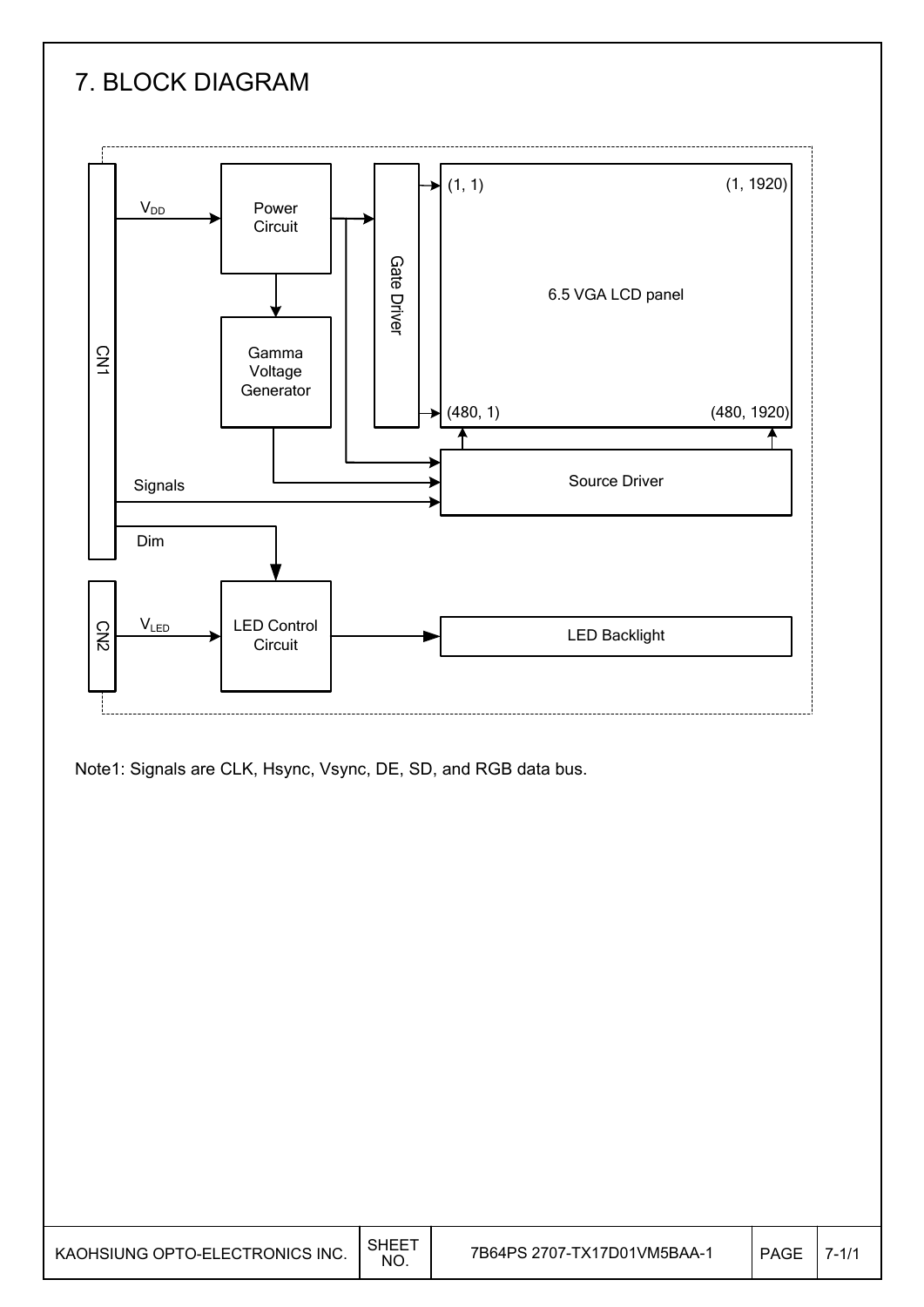# 7. BLOCK DIAGRAM

Note1: Signals are CLK, Hsync, Vsync, DE, SD, and RGB data bus.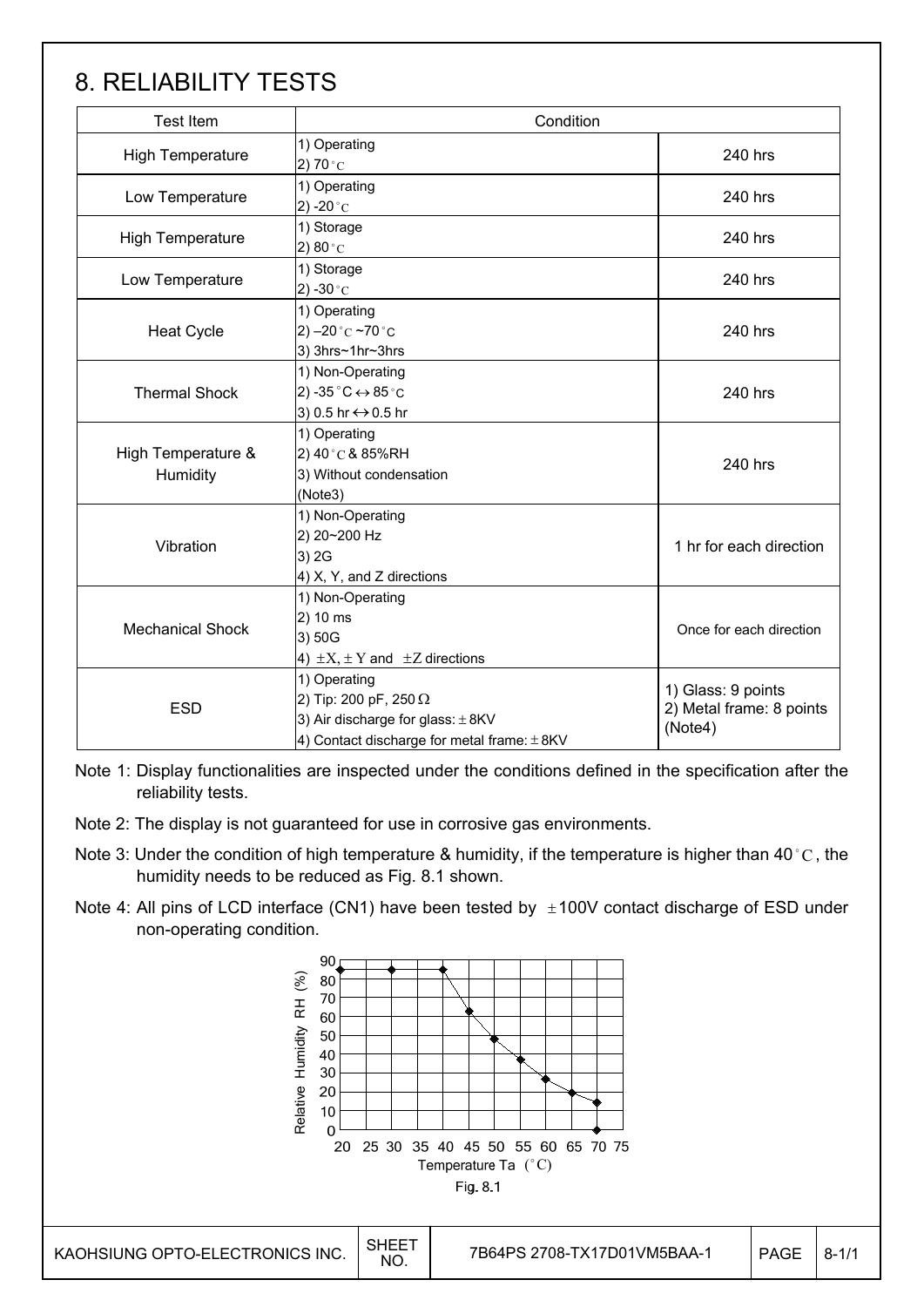# 8. RELIABILITY TESTS

| Test Item | Condition | |
|---|---|---|
| High Temperature | 1) Operating<br>2) 70°C | 240 hrs |
| Low Temperature | 1) Operating<br>2) -20°C | 240 hrs |
| High Temperature | 1) Storage<br>2) 80°C | 240 hrs |
| Low Temperature | 1) Storage<br>2) -30°C | 240 hrs |
| Heat Cycle | 1) Operating<br>2) –20°C ~70°C<br>3) 3hrs~1hr~3hrs | 240 hrs |
| Thermal Shock | 1) Non-Operating<br>2) -35°C ↔ 85°C<br>3) 0.5 hr ↔ 0.5 hr | 240 hrs |
| High Temperature & Humidity | 1) Operating<br>2) 40°C & 85%RH<br>3) Without condensation<br>(Note3) | 240 hrs |
| Vibration | 1) Non-Operating<br>2) 20~200 Hz<br>3) 2G<br>4) X, Y, and Z directions | 1 hr for each direction |
| Mechanical Shock | 1) Non-Operating<br>2) 10 ms<br>3) 50G<br>4) ±X, ±Y and ±Z directions | Once for each direction |
| ESD | 1) Operating<br>2) Tip: 200 pF, 250 Ω<br>3) Air discharge for glass: ± 8KV<br>4) Contact discharge for metal frame: ± 8KV | 1) Glass: 9 points<br>2) Metal frame: 8 points<br>(Note4) |

Note 1: Display functionalities are inspected under the conditions defined in the specification after the reliability tests.

Note 2: The display is not guaranteed for use in corrosive gas environments.

Note 3: Under the condition of high temperature & humidity, if the temperature is higher than 40°C, the humidity needs to be reduced as Fig. 8.1 shown.

Note 4: All pins of LCD interface (CN1) have been tested by ±100V contact discharge of ESD under non-operating condition.

Fig. 8.1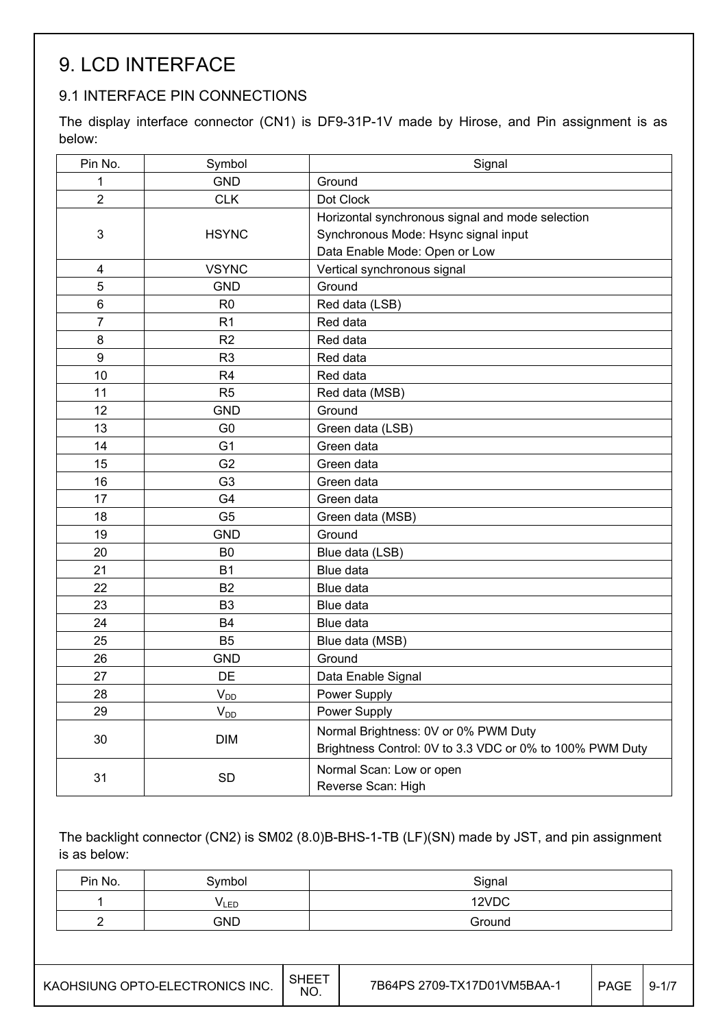# 9. LCD INTERFACE

## 9.1 INTERFACE PIN CONNECTIONS

The display interface connector (CN1) is DF9-31P-1V made by Hirose, and Pin assignment is as below:

| Pin No. | Symbol | Signal |
|---|---|---|
| 1 | GND | Ground |
| 2 | CLK | Dot Clock |
| 3 | HSYNC | Horizontal synchronous signal and mode selection<br>Synchronous Mode: Hsync signal input<br>Data Enable Mode: Open or Low |
| 4 | VSYNC | Vertical synchronous signal |
| 5 | GND | Ground |
| 6 | R0 | Red data (LSB) |
| 7 | R1 | Red data |
| 8 | R2 | Red data |
| 9 | R3 | Red data |
| 10 | R4 | Red data |
| 11 | R5 | Red data (MSB) |
| 12 | GND | Ground |
| 13 | G0 | Green data (LSB) |
| 14 | G1 | Green data |
| 15 | G2 | Green data |
| 16 | G3 | Green data |
| 17 | G4 | Green data |
| 18 | G5 | Green data (MSB) |
| 19 | GND | Ground |
| 20 | B0 | Blue data (LSB) |
| 21 | B1 | Blue data |
| 22 | B2 | Blue data |
| 23 | B3 | Blue data |
| 24 | B4 | Blue data |
| 25 | B5 | Blue data (MSB) |
| 26 | GND | Ground |
| 27 | DE | Data Enable Signal |
| 28 | $V_{DD}$ | Power Supply |
| 29 | $V_{DD}$ | Power Supply |
| 30 | DIM | Normal Brightness: 0V or 0% PWM Duty<br>Brightness Control: 0V to 3.3 VDC or 0% to 100% PWM Duty |
| 31 | SD | Normal Scan: Low or open<br>Reverse Scan: High |

The backlight connector (CN2) is SM02 (8.0)B-BHS-1-TB (LF)(SN) made by JST, and pin assignment is as below:

| Pin No. | Symbol | Signal |
|---|---|---|
| 1 | $V_{LED}$ | 12VDC |
| 2 | GND | Ground |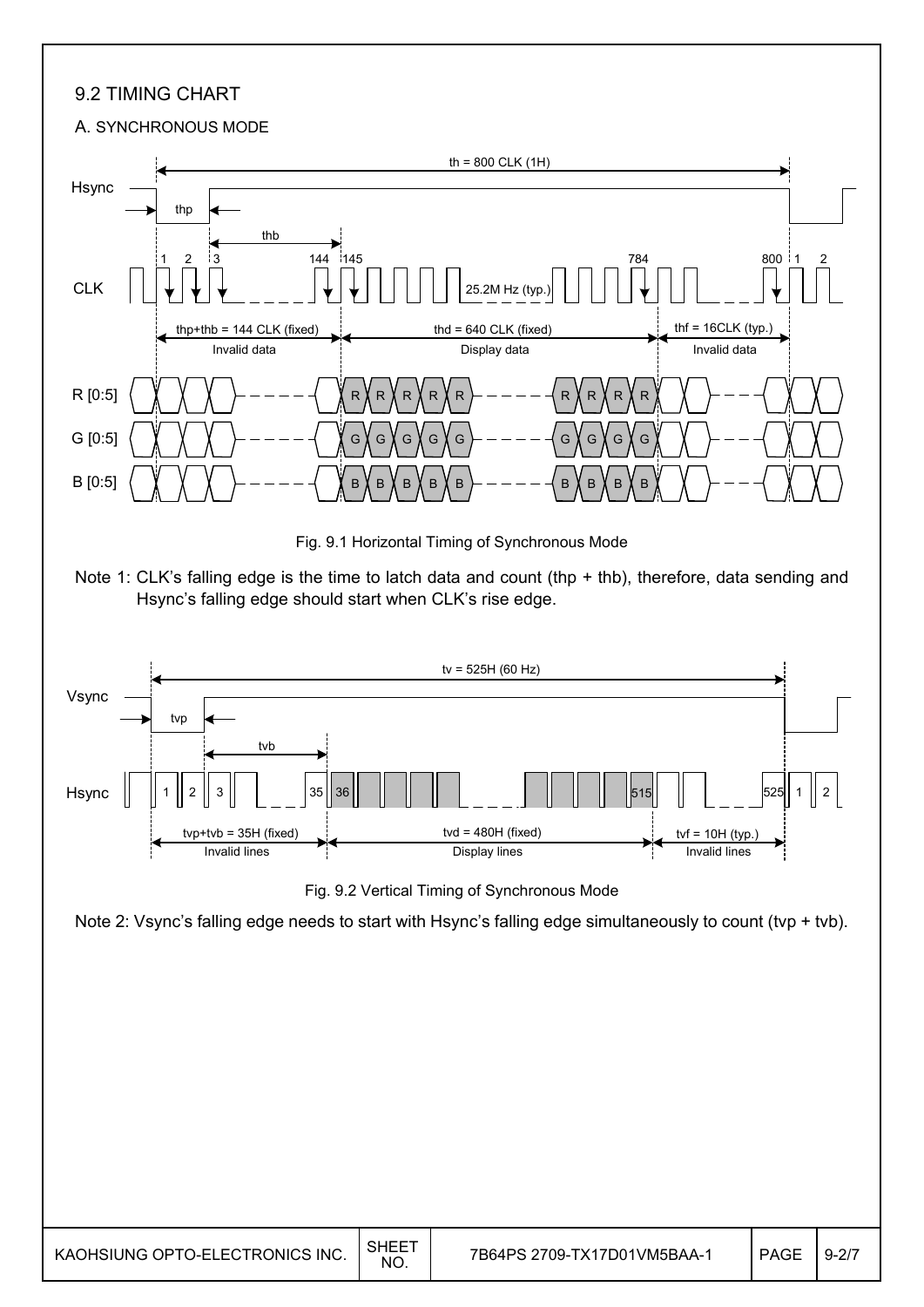## 9.2 TIMING CHART

### A. SYNCHRONOUS MODE

Fig. 9.1 Horizontal Timing of Synchronous Mode

Note 1: CLK's falling edge is the time to latch data and count (thp + thb), therefore, data sending and Hsync's falling edge should start when CLK's rise edge.

Fig. 9.2 Vertical Timing of Synchronous Mode

Note 2: Vsync's falling edge needs to start with Hsync's falling edge simultaneously to count (tvp + tvb).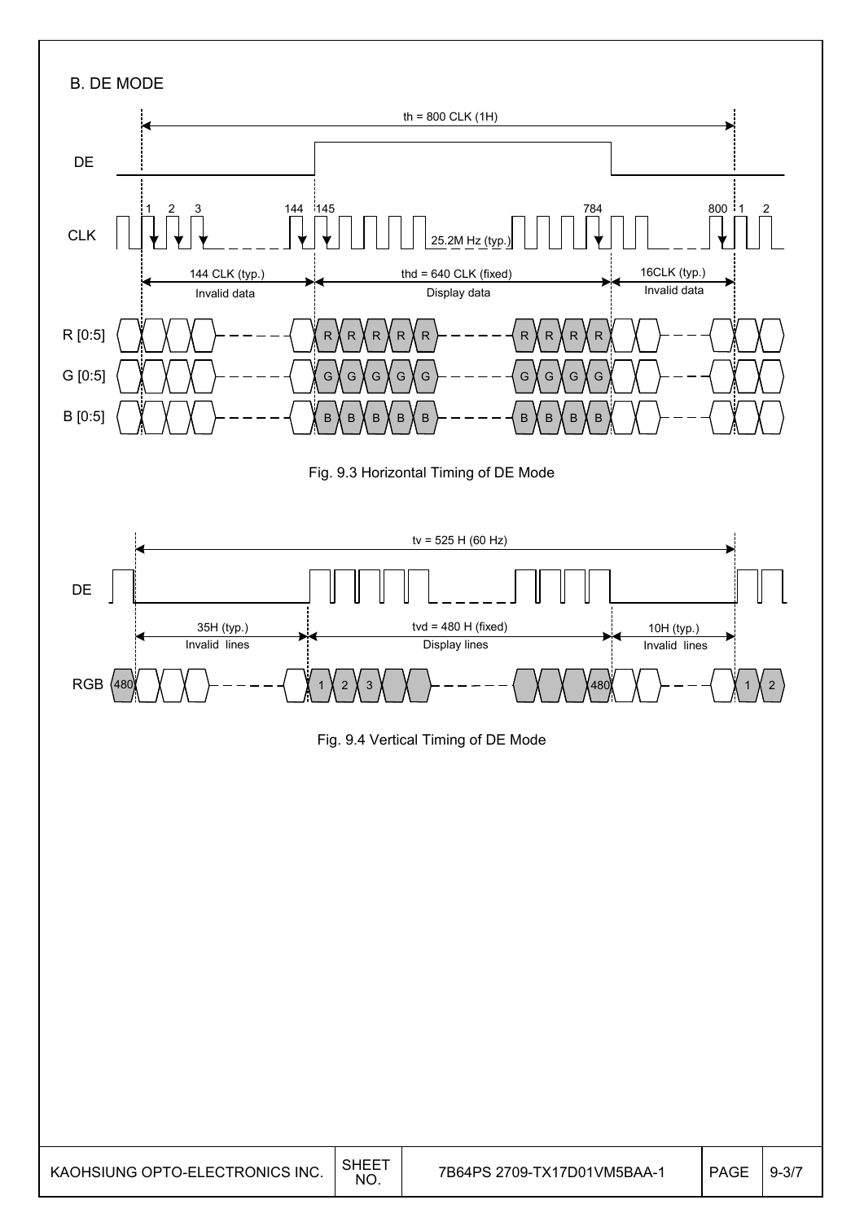## B. DE MODE

th = 800 CLK (1H)

DE

CLK

1 2 3 144 145 784 800 1 2

25.2M Hz (typ.)

144 CLK (typ.) — Invalid data

thd = 640 CLK (fixed) — Display data

16CLK (typ.) — Invalid data

R [0:5]

G [0:5]

B [0:5]

Fig. 9.3 Horizontal Timing of DE Mode

tv = 525 H (60 Hz)

DE

35H (typ.) — Invalid lines

tvd = 480 H (fixed) — Display lines

10H (typ.) — Invalid lines

RGB 480 1 2 3 480 1 2

Fig. 9.4 Vertical Timing of DE Mode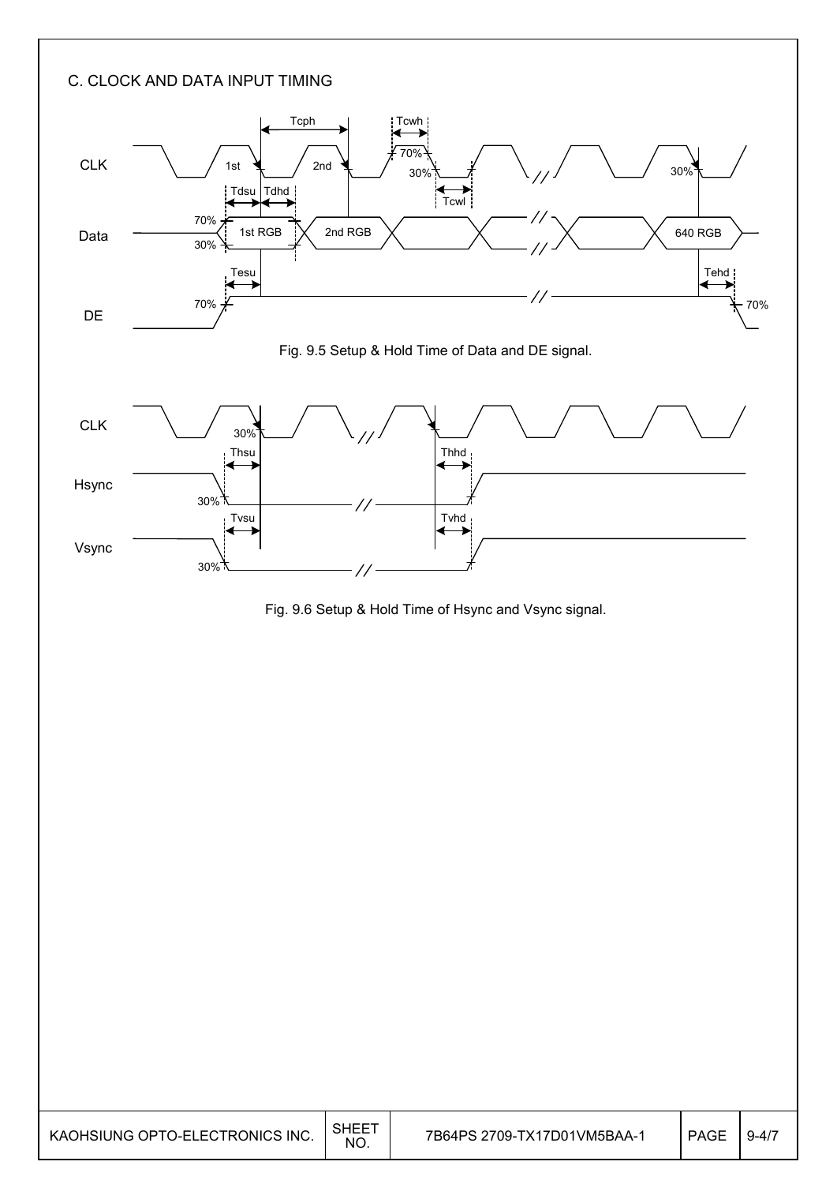## C. CLOCK AND DATA INPUT TIMING

Fig. 9.5 Setup & Hold Time of Data and DE signal.

Fig. 9.6 Setup & Hold Time of Hsync and Vsync signal.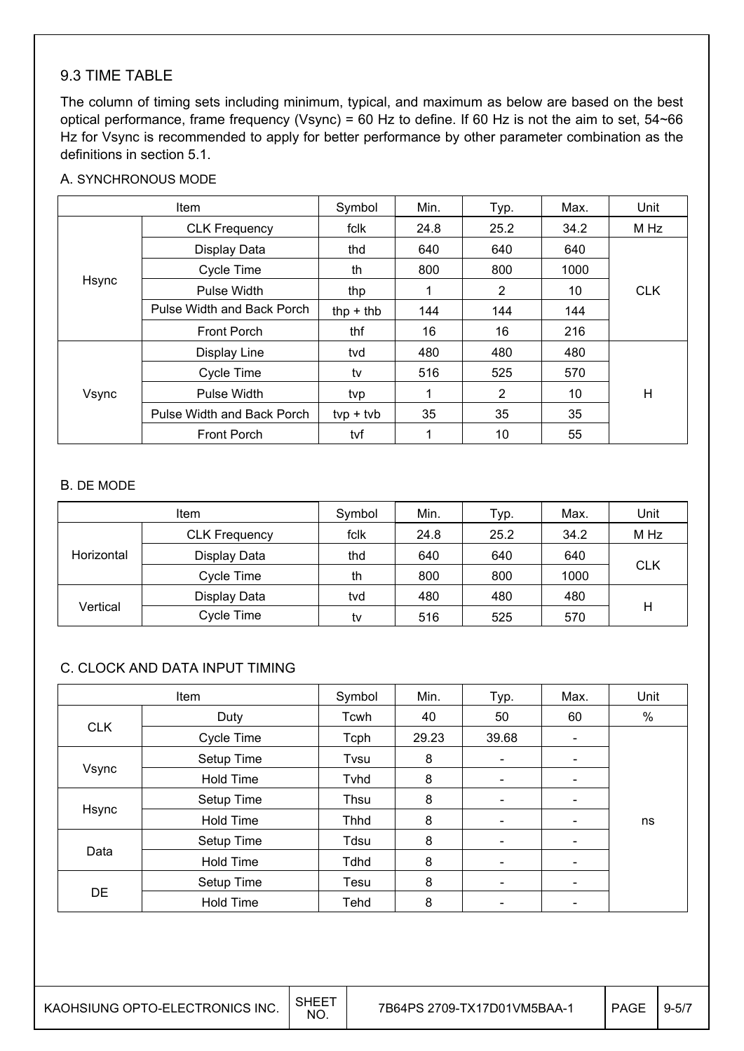## 9.3 TIME TABLE

The column of timing sets including minimum, typical, and maximum as below are based on the best optical performance, frame frequency (Vsync) = 60 Hz to define. If 60 Hz is not the aim to set, 54~66 Hz for Vsync is recommended to apply for better performance by other parameter combination as the definitions in section 5.1.

### A. SYNCHRONOUS MODE

| Item | | Symbol | Min. | Typ. | Max. | Unit |
|---|---|---|---|---|---|---|
| Hsync | CLK Frequency | fclk | 24.8 | 25.2 | 34.2 | M Hz |
| | Display Data | thd | 640 | 640 | 640 | CLK |
| | Cycle Time | th | 800 | 800 | 1000 | |
| | Pulse Width | thp | 1 | 2 | 10 | |
| | Pulse Width and Back Porch | thp + thb | 144 | 144 | 144 | |
| | Front Porch | thf | 16 | 16 | 216 | |
| Vsync | Display Line | tvd | 480 | 480 | 480 | H |
| | Cycle Time | tv | 516 | 525 | 570 | |
| | Pulse Width | tvp | 1 | 2 | 10 | |
| | Pulse Width and Back Porch | tvp + tvb | 35 | 35 | 35 | |
| | Front Porch | tvf | 1 | 10 | 55 | |

### B. DE MODE

| Item | | Symbol | Min. | Typ. | Max. | Unit |
|---|---|---|---|---|---|---|
| Horizontal | CLK Frequency | fclk | 24.8 | 25.2 | 34.2 | M Hz |
| | Display Data | thd | 640 | 640 | 640 | CLK |
| | Cycle Time | th | 800 | 800 | 1000 | |
| Vertical | Display Data | tvd | 480 | 480 | 480 | H |
| | Cycle Time | tv | 516 | 525 | 570 | |

### C. CLOCK AND DATA INPUT TIMING

| Item | | Symbol | Min. | Typ. | Max. | Unit |
|---|---|---|---|---|---|---|
| CLK | Duty | Tcwh | 40 | 50 | 60 | % |
| | Cycle Time | Tcph | 29.23 | 39.68 | - | ns |
| Vsync | Setup Time | Tvsu | 8 | - | - | |
| | Hold Time | Tvhd | 8 | - | - | |
| Hsync | Setup Time | Thsu | 8 | - | - | |
| | Hold Time | Thhd | 8 | - | - | |
| Data | Setup Time | Tdsu | 8 | - | - | |
| | Hold Time | Tdhd | 8 | - | - | |
| DE | Setup Time | Tesu | 8 | - | - | |
| | Hold Time | Tehd | 8 | - | - | |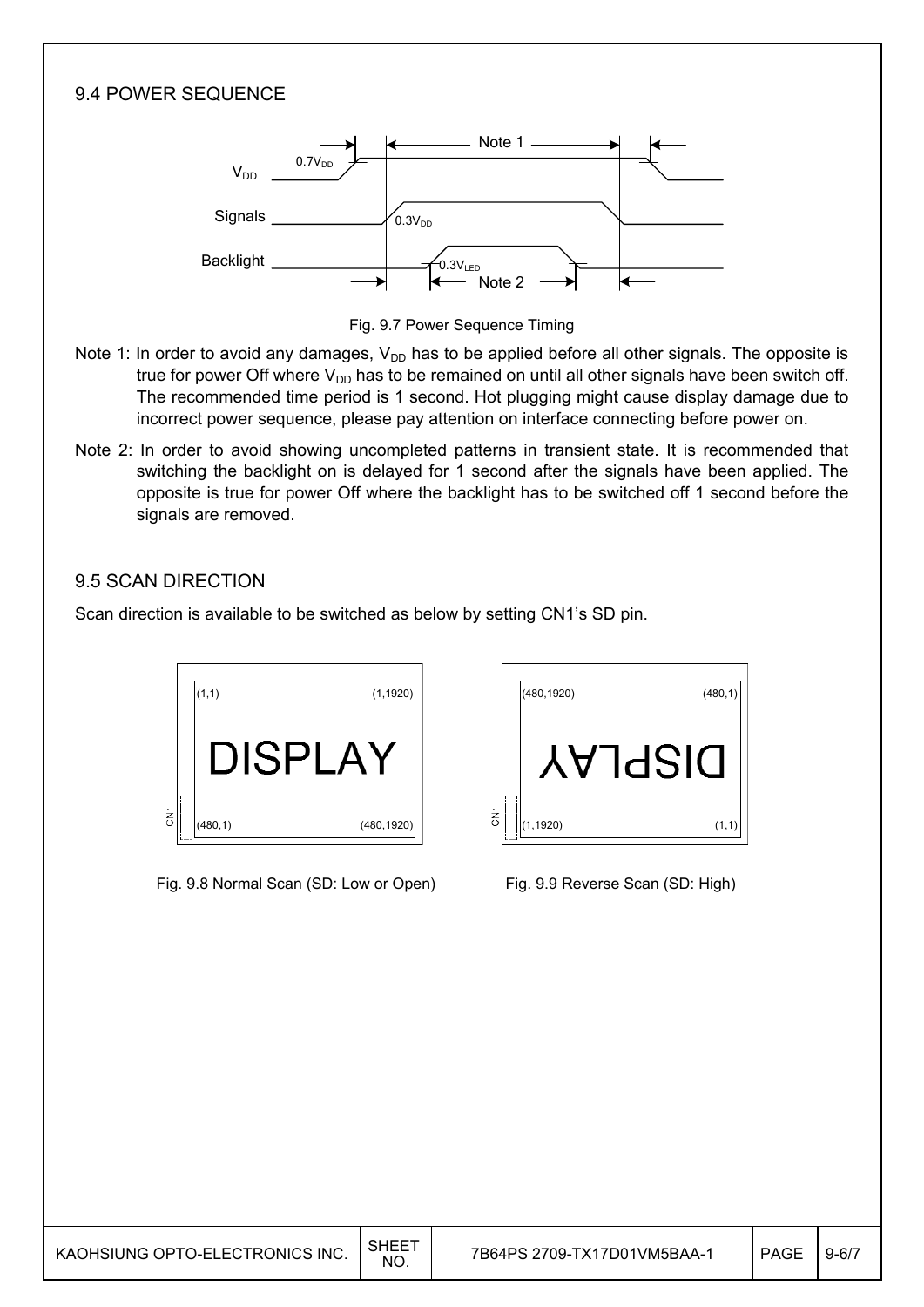## 9.4 POWER SEQUENCE

Fig. 9.7 Power Sequence Timing

Note 1: In order to avoid any damages, $V_{DD}$ has to be applied before all other signals. The opposite is true for power Off where $V_{DD}$ has to be remained on until all other signals have been switch off. The recommended time period is 1 second. Hot plugging might cause display damage due to incorrect power sequence, please pay attention on interface connecting before power on.

Note 2: In order to avoid showing uncompleted patterns in transient state. It is recommended that switching the backlight on is delayed for 1 second after the signals have been applied. The opposite is true for power Off where the backlight has to be switched off 1 second before the signals are removed.

## 9.5 SCAN DIRECTION

Scan direction is available to be switched as below by setting CN1's SD pin.

Fig. 9.8 Normal Scan (SD: Low or Open)

Fig. 9.9 Reverse Scan (SD: High)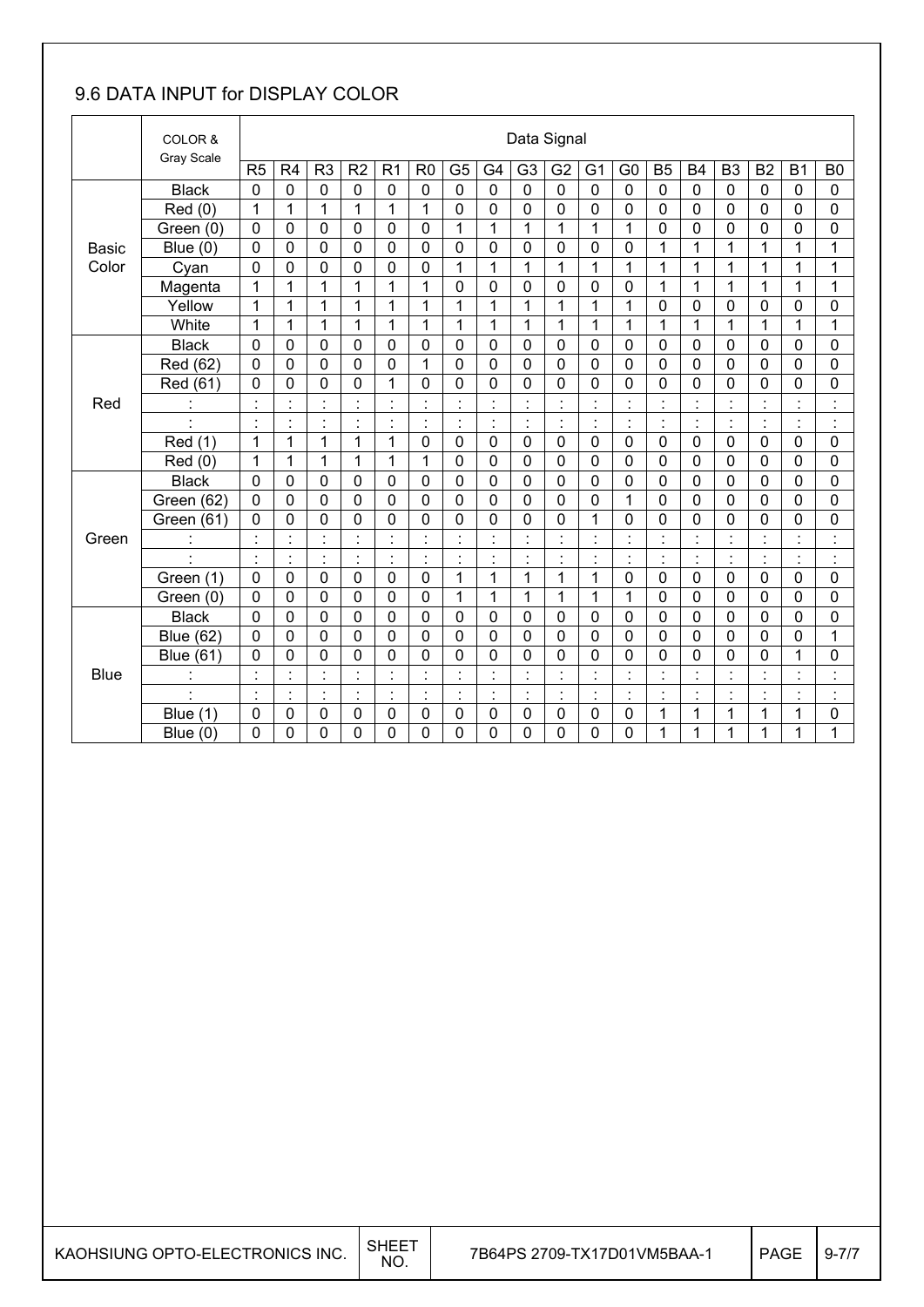## 9.6 DATA INPUT for DISPLAY COLOR

| | COLOR & Gray Scale | Data Signal | | | | | | | | | | | | | | | | | |
|---|---|---|---|---|---|---|---|---|---|---|---|---|---|---|---|---|---|---|---|
| | | R5 | R4 | R3 | R2 | R1 | R0 | G5 | G4 | G3 | G2 | G1 | G0 | B5 | B4 | B3 | B2 | B1 | B0 |
| Basic Color | Black | 0 | 0 | 0 | 0 | 0 | 0 | 0 | 0 | 0 | 0 | 0 | 0 | 0 | 0 | 0 | 0 | 0 | 0 |
| | Red (0) | 1 | 1 | 1 | 1 | 1 | 1 | 0 | 0 | 0 | 0 | 0 | 0 | 0 | 0 | 0 | 0 | 0 | 0 |
| | Green (0) | 0 | 0 | 0 | 0 | 0 | 0 | 1 | 1 | 1 | 1 | 1 | 1 | 0 | 0 | 0 | 0 | 0 | 0 |
| | Blue (0) | 0 | 0 | 0 | 0 | 0 | 0 | 0 | 0 | 0 | 0 | 0 | 0 | 1 | 1 | 1 | 1 | 1 | 1 |
| | Cyan | 0 | 0 | 0 | 0 | 0 | 0 | 1 | 1 | 1 | 1 | 1 | 1 | 1 | 1 | 1 | 1 | 1 | 1 |
| | Magenta | 1 | 1 | 1 | 1 | 1 | 1 | 0 | 0 | 0 | 0 | 0 | 0 | 1 | 1 | 1 | 1 | 1 | 1 |
| | Yellow | 1 | 1 | 1 | 1 | 1 | 1 | 1 | 1 | 1 | 1 | 1 | 1 | 0 | 0 | 0 | 0 | 0 | 0 |
| | White | 1 | 1 | 1 | 1 | 1 | 1 | 1 | 1 | 1 | 1 | 1 | 1 | 1 | 1 | 1 | 1 | 1 | 1 |
| Red | Black | 0 | 0 | 0 | 0 | 0 | 0 | 0 | 0 | 0 | 0 | 0 | 0 | 0 | 0 | 0 | 0 | 0 | 0 |
| | Red (62) | 0 | 0 | 0 | 0 | 0 | 1 | 0 | 0 | 0 | 0 | 0 | 0 | 0 | 0 | 0 | 0 | 0 | 0 |
| | Red (61) | 0 | 0 | 0 | 0 | 1 | 0 | 0 | 0 | 0 | 0 | 0 | 0 | 0 | 0 | 0 | 0 | 0 | 0 |
| | : | : | : | : | : | : | : | : | : | : | : | : | : | : | : | : | : | : | : |
| | : | : | : | : | : | : | : | : | : | : | : | : | : | : | : | : | : | : | : |
| | Red (1) | 1 | 1 | 1 | 1 | 1 | 0 | 0 | 0 | 0 | 0 | 0 | 0 | 0 | 0 | 0 | 0 | 0 | 0 |
| | Red (0) | 1 | 1 | 1 | 1 | 1 | 1 | 0 | 0 | 0 | 0 | 0 | 0 | 0 | 0 | 0 | 0 | 0 | 0 |
| Green | Black | 0 | 0 | 0 | 0 | 0 | 0 | 0 | 0 | 0 | 0 | 0 | 0 | 0 | 0 | 0 | 0 | 0 | 0 |
| | Green (62) | 0 | 0 | 0 | 0 | 0 | 0 | 0 | 0 | 0 | 0 | 0 | 1 | 0 | 0 | 0 | 0 | 0 | 0 |
| | Green (61) | 0 | 0 | 0 | 0 | 0 | 0 | 0 | 0 | 0 | 0 | 1 | 0 | 0 | 0 | 0 | 0 | 0 | 0 |
| | : | : | : | : | : | : | : | : | : | : | : | : | : | : | : | : | : | : | : |
| | : | : | : | : | : | : | : | : | : | : | : | : | : | : | : | : | : | : | : |
| | Green (1) | 0 | 0 | 0 | 0 | 0 | 0 | 1 | 1 | 1 | 1 | 1 | 0 | 0 | 0 | 0 | 0 | 0 | 0 |
| | Green (0) | 0 | 0 | 0 | 0 | 0 | 0 | 1 | 1 | 1 | 1 | 1 | 1 | 0 | 0 | 0 | 0 | 0 | 0 |
| Blue | Black | 0 | 0 | 0 | 0 | 0 | 0 | 0 | 0 | 0 | 0 | 0 | 0 | 0 | 0 | 0 | 0 | 0 | 0 |
| | Blue (62) | 0 | 0 | 0 | 0 | 0 | 0 | 0 | 0 | 0 | 0 | 0 | 0 | 0 | 0 | 0 | 0 | 0 | 1 |
| | Blue (61) | 0 | 0 | 0 | 0 | 0 | 0 | 0 | 0 | 0 | 0 | 0 | 0 | 0 | 0 | 0 | 0 | 1 | 0 |
| | : | : | : | : | : | : | : | : | : | : | : | : | : | : | : | : | : | : | : |
| | : | : | : | : | : | : | : | : | : | : | : | : | : | : | : | : | : | : | : |
| | Blue (1) | 0 | 0 | 0 | 0 | 0 | 0 | 0 | 0 | 0 | 0 | 0 | 0 | 1 | 1 | 1 | 1 | 1 | 0 |
| | Blue (0) | 0 | 0 | 0 | 0 | 0 | 0 | 0 | 0 | 0 | 0 | 0 | 0 | 1 | 1 | 1 | 1 | 1 | 1 |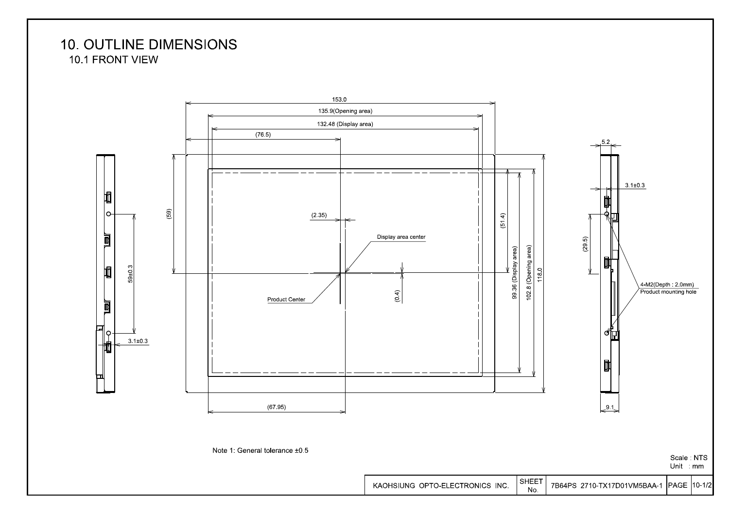# 10. OUTLINE DIMENSIONS

## 10.1 FRONT VIEW

153.0

135.9(Opening area)

132.48 (Display area)

(76.5)

(59)

(2.35)

Display area center

Product Center

(0.4)

(51.4)

99.36 (Display area)

102.8 (Opening area)

118.0

(67.95)

59±0.3

3.1±0.3

5.2

3.1±0.3

(29.5)

4-M2(Depth : 2.0mm)
Product mounting hole

9.1

Note 1: General tolerance ±0.5

Scale : NTS
Unit : mm

| KAOHSIUNG OPTO-ELECTRONICS INC. | SHEET No. | 7B64PS 2710-TX17D01VM5BAA-1 | PAGE | 10-1/2 |
|---|---|---|---|---|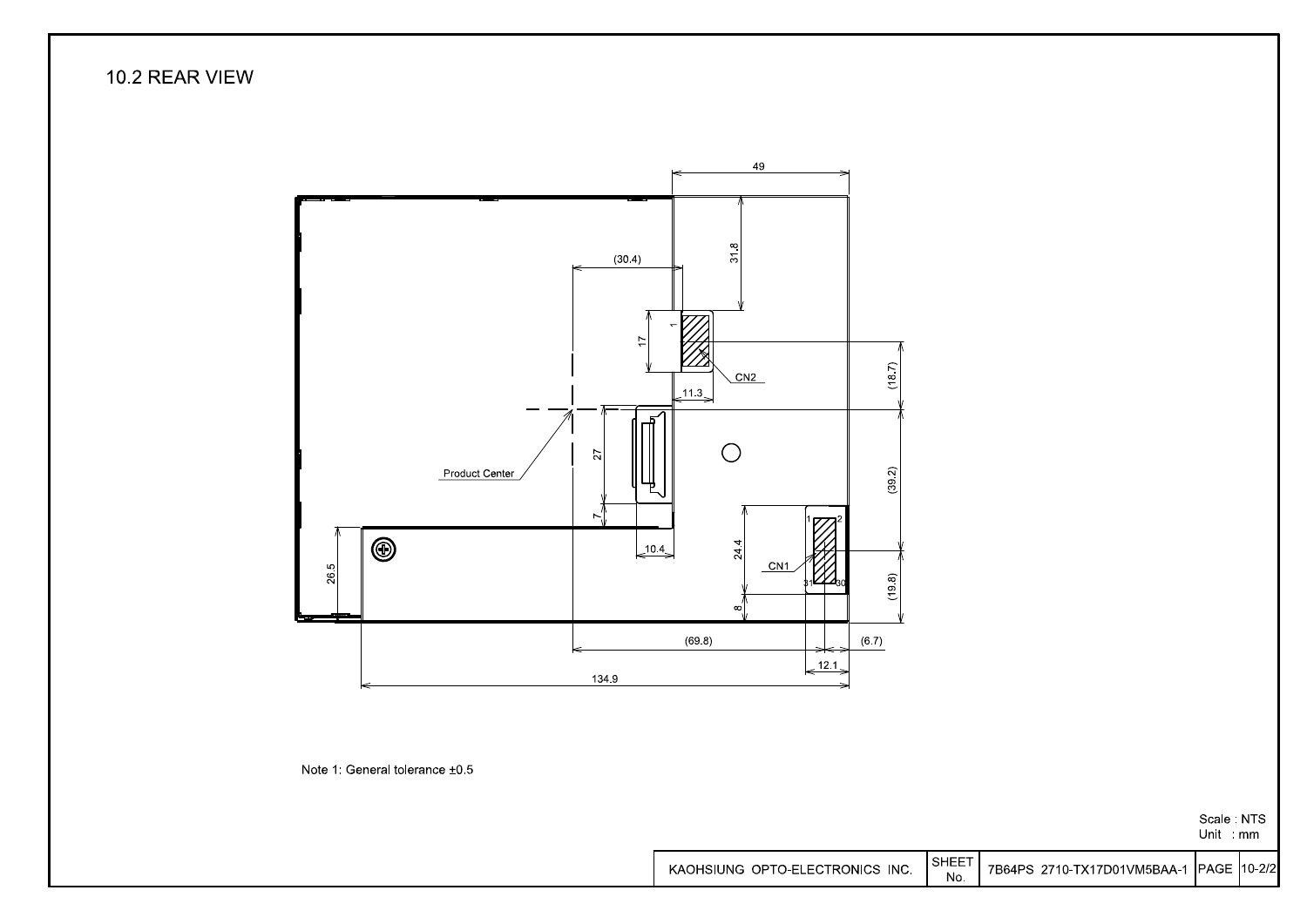## 10.2 REAR VIEW

49

31.8

(30.4)

17

1

CN2

11.3

(18.7)

Product Center

27

7

10.4

(39.2)

24.4

CN1

1 2

31 30

(19.8)

26.5

8

(69.8)

(6.7)

12.1

134.9

Note 1: General tolerance ±0.5

Scale : NTS
Unit : mm

| KAOHSIUNG OPTO-ELECTRONICS INC. | SHEET No. | 7B64PS 2710-TX17D01VM5BAA-1 | PAGE | 10-2/2 |
|---|---|---|---|---|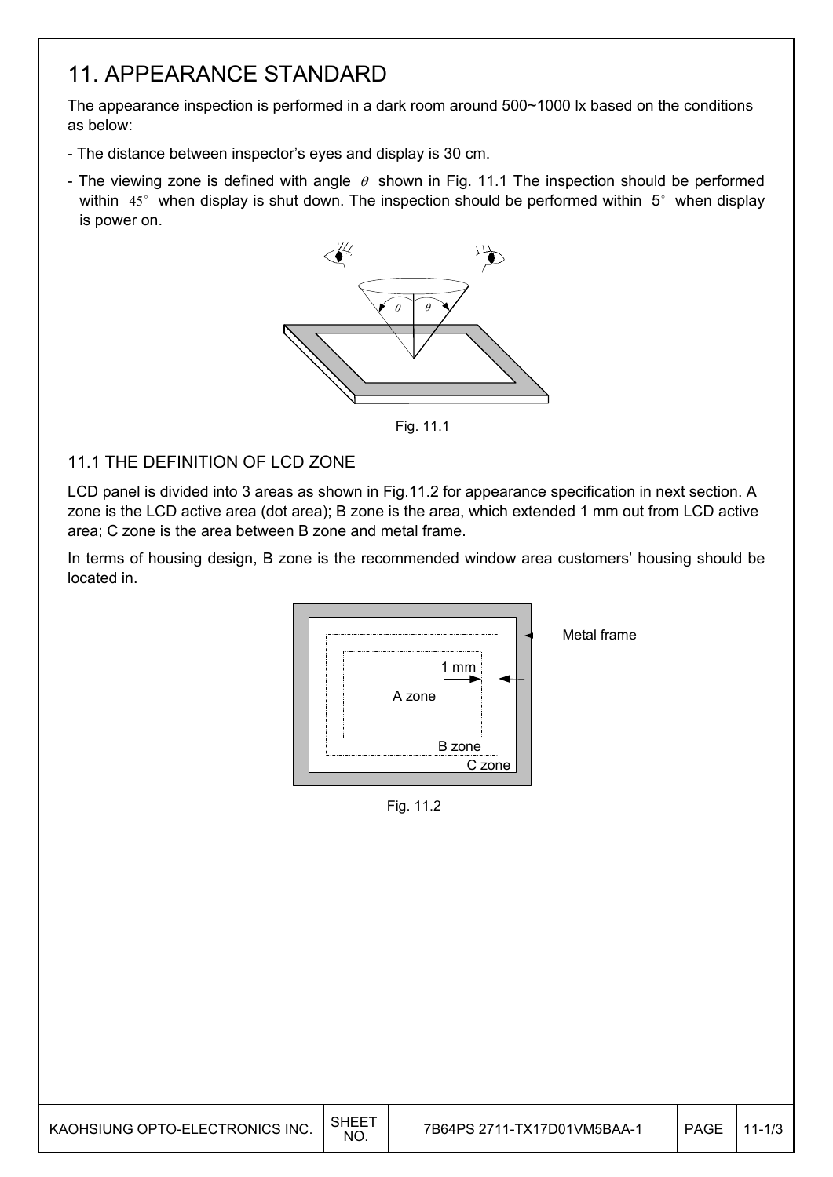# 11. APPEARANCE STANDARD

The appearance inspection is performed in a dark room around 500~1000 lx based on the conditions as below:

- The distance between inspector's eyes and display is 30 cm.
- The viewing zone is defined with angle $\theta$ shown in Fig. 11.1 The inspection should be performed within $45^\circ$ when display is shut down. The inspection should be performed within $5^\circ$ when display is power on.

Fig. 11.1

## 11.1 THE DEFINITION OF LCD ZONE

LCD panel is divided into 3 areas as shown in Fig.11.2 for appearance specification in next section. A zone is the LCD active area (dot area); B zone is the area, which extended 1 mm out from LCD active area; C zone is the area between B zone and metal frame.

In terms of housing design, B zone is the recommended window area customers' housing should be located in.

Fig. 11.2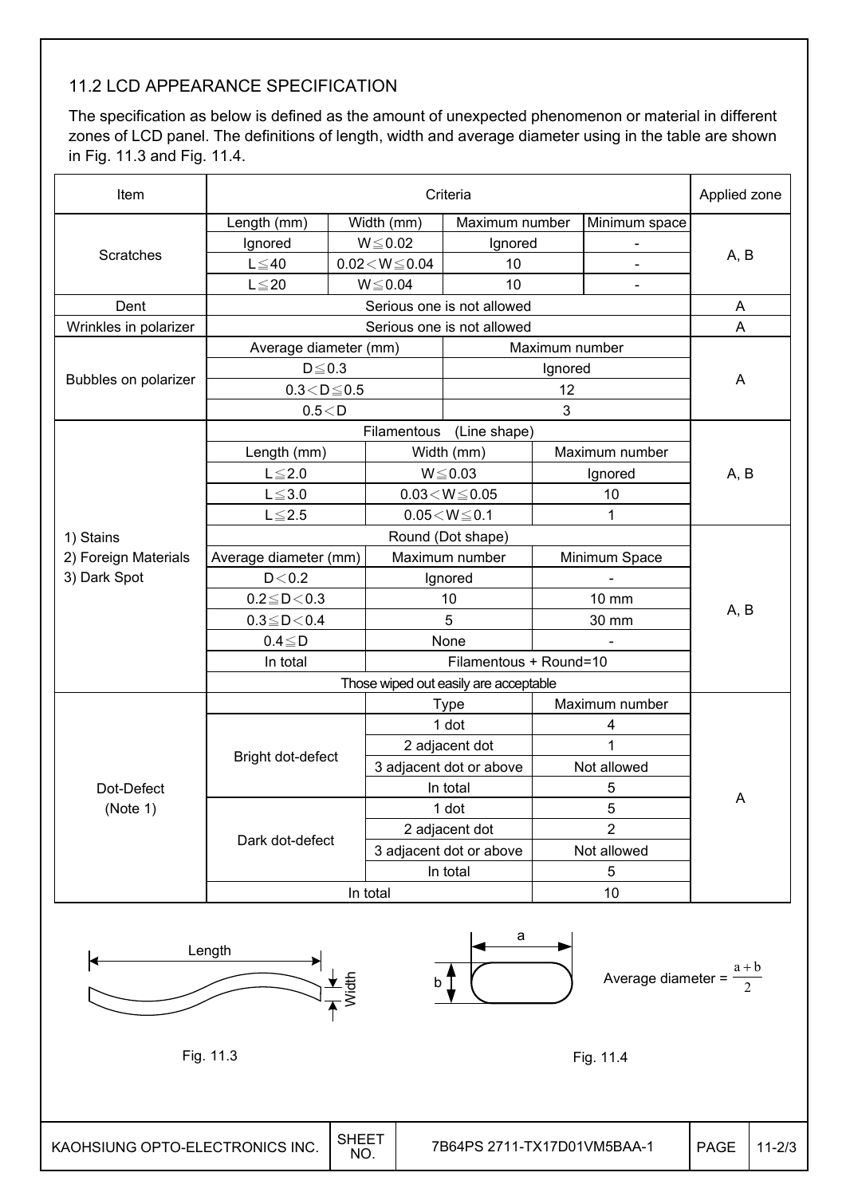### 11.2 LCD APPEARANCE SPECIFICATION

The specification as below is defined as the amount of unexpected phenomenon or material in different zones of LCD panel. The definitions of length, width and average diameter using in the table are shown in Fig. 11.3 and Fig. 11.4.

| Item | Criteria | | | | Applied zone |
|---|---|---|---|---|---|
| Scratches | Length (mm) | Width (mm) | Maximum number | Minimum space | A, B |
| | Ignored | W≦0.02 | Ignored | - | |
| | L≦40 | 0.02＜W≦0.04 | 10 | - | |
| | L≦20 | W≦0.04 | 10 | - | |
| Dent | Serious one is not allowed | | | | A |
| Wrinkles in polarizer | Serious one is not allowed | | | | A |
| Bubbles on polarizer | Average diameter (mm) | | Maximum number | | A |
| | D≦0.3 | | Ignored | | |
| | 0.3＜D≦0.5 | | 12 | | |
| | 0.5＜D | | 3 | | |
| 1) Stains<br>2) Foreign Materials<br>3) Dark Spot | Filamentous (Line shape) | | | | A, B |
| | Length (mm) | Width (mm) | Maximum number | | |
| | L≦2.0 | W≦0.03 | Ignored | | |
| | L≦3.0 | 0.03＜W≦0.05 | 10 | | |
| | L≦2.5 | 0.05＜W≦0.1 | 1 | | |
| | Round (Dot shape) | | | | A, B |
| | Average diameter (mm) | Maximum number | Minimum Space | | |
| | D＜0.2 | Ignored | - | | |
| | 0.2≦D＜0.3 | 10 | 10 mm | | |
| | 0.3≦D＜0.4 | 5 | 30 mm | | |
| | 0.4≦D | None | - | | |
| | In total | Filamentous + Round=10 | | | |
| | Those wiped out easily are acceptable | | | | |
| Dot-Defect (Note 1) | | Type | Maximum number | | A |
| | Bright dot-defect | 1 dot | 4 | | |
| | | 2 adjacent dot | 1 | | |
| | | 3 adjacent dot or above | Not allowed | | |
| | | In total | 5 | | |
| | Dark dot-defect | 1 dot | 5 | | |
| | | 2 adjacent dot | 2 | | |
| | | 3 adjacent dot or above | Not allowed | | |
| | | In total | 5 | | |
| | In total | | 10 | | |

Length / Width

Fig. 11.3

a / b

Average diameter = $\frac{a+b}{2}$

Fig. 11.4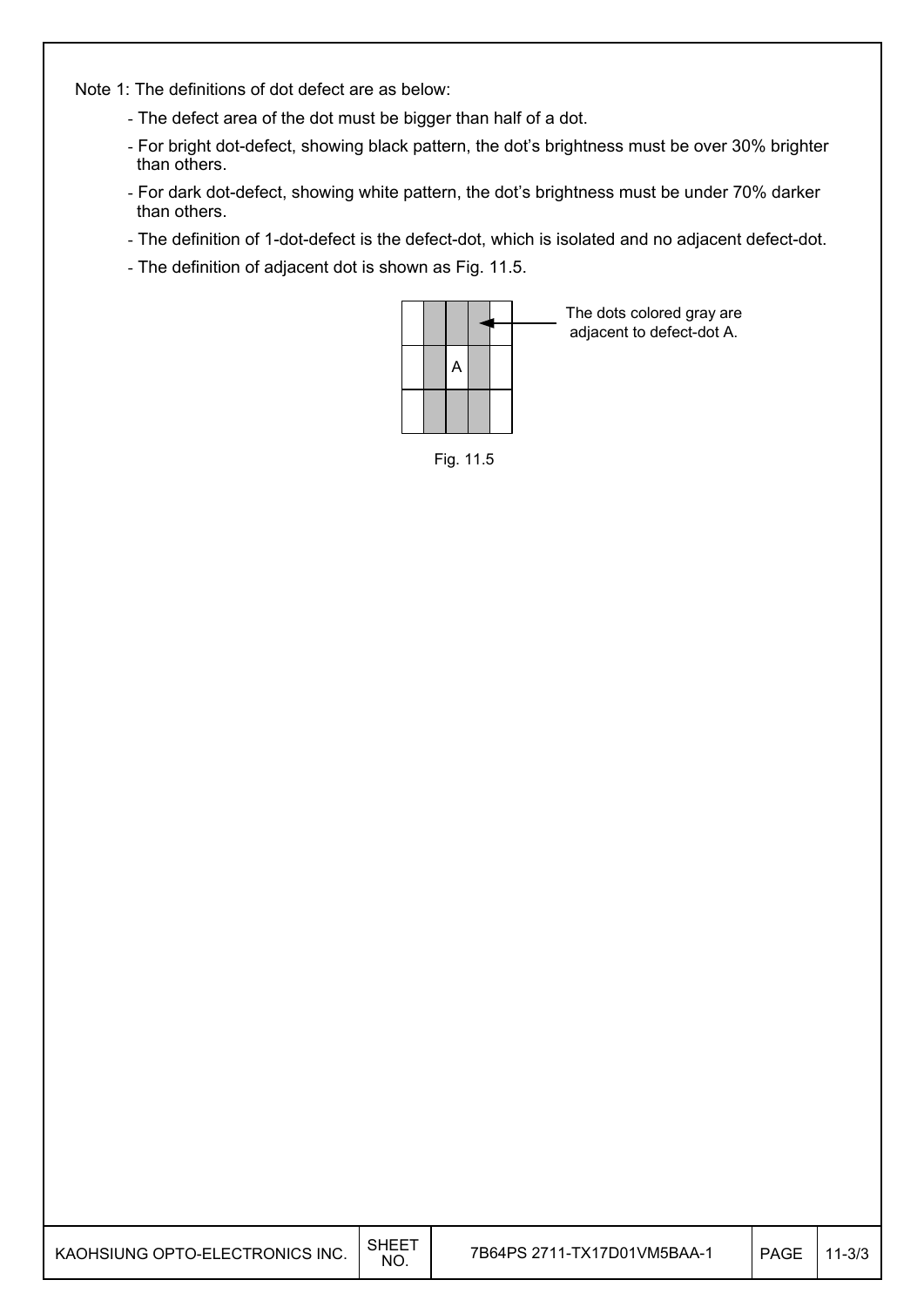Note 1: The definitions of dot defect are as below:

- The defect area of the dot must be bigger than half of a dot.
- For bright dot-defect, showing black pattern, the dot's brightness must be over 30% brighter than others.
- For dark dot-defect, showing white pattern, the dot's brightness must be under 70% darker than others.
- The definition of 1-dot-defect is the defect-dot, which is isolated and no adjacent defect-dot.
- The definition of adjacent dot is shown as Fig. 11.5.

The dots colored gray are adjacent to defect-dot A.

Fig. 11.5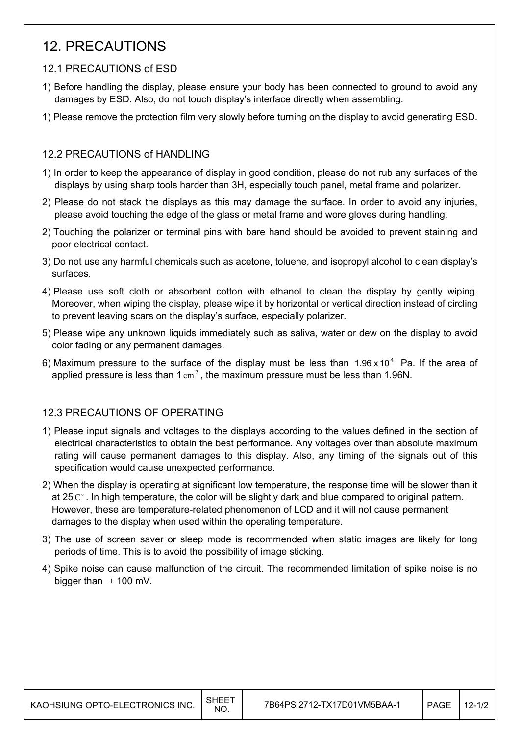# 12. PRECAUTIONS

## 12.1 PRECAUTIONS of ESD

1) Before handling the display, please ensure your body has been connected to ground to avoid any damages by ESD. Also, do not touch display's interface directly when assembling.

1) Please remove the protection film very slowly before turning on the display to avoid generating ESD.

## 12.2 PRECAUTIONS of HANDLING

1) In order to keep the appearance of display in good condition, please do not rub any surfaces of the displays by using sharp tools harder than 3H, especially touch panel, metal frame and polarizer.

2) Please do not stack the displays as this may damage the surface. In order to avoid any injuries, please avoid touching the edge of the glass or metal frame and wore gloves during handling.

2) Touching the polarizer or terminal pins with bare hand should be avoided to prevent staining and poor electrical contact.

3) Do not use any harmful chemicals such as acetone, toluene, and isopropyl alcohol to clean display's surfaces.

4) Please use soft cloth or absorbent cotton with ethanol to clean the display by gently wiping. Moreover, when wiping the display, please wipe it by horizontal or vertical direction instead of circling to prevent leaving scars on the display's surface, especially polarizer.

5) Please wipe any unknown liquids immediately such as saliva, water or dew on the display to avoid color fading or any permanent damages.

6) Maximum pressure to the surface of the display must be less than $1.96 \times 10^4$ Pa. If the area of applied pressure is less than $1\,\mathrm{cm}^2$, the maximum pressure must be less than 1.96N.

## 12.3 PRECAUTIONS OF OPERATING

1) Please input signals and voltages to the displays according to the values defined in the section of electrical characteristics to obtain the best performance. Any voltages over than absolute maximum rating will cause permanent damages to this display. Also, any timing of the signals out of this specification would cause unexpected performance.

2) When the display is operating at significant low temperature, the response time will be slower than it at $25\,\mathrm{C}^\circ$. In high temperature, the color will be slightly dark and blue compared to original pattern. However, these are temperature-related phenomenon of LCD and it will not cause permanent damages to the display when used within the operating temperature.

3) The use of screen saver or sleep mode is recommended when static images are likely for long periods of time. This is to avoid the possibility of image sticking.

4) Spike noise can cause malfunction of the circuit. The recommended limitation of spike noise is no bigger than $\pm$ 100 mV.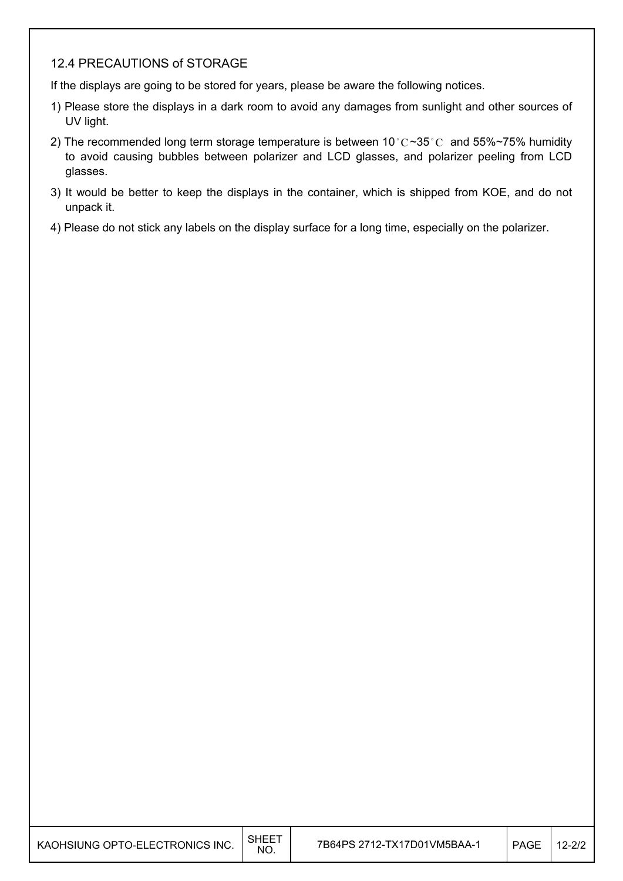### 12.4 PRECAUTIONS of STORAGE

If the displays are going to be stored for years, please be aware the following notices.

1) Please store the displays in a dark room to avoid any damages from sunlight and other sources of UV light.
2) The recommended long term storage temperature is between 10°C~35°C and 55%~75% humidity to avoid causing bubbles between polarizer and LCD glasses, and polarizer peeling from LCD glasses.
3) It would be better to keep the displays in the container, which is shipped from KOE, and do not unpack it.
4) Please do not stick any labels on the display surface for a long time, especially on the polarizer.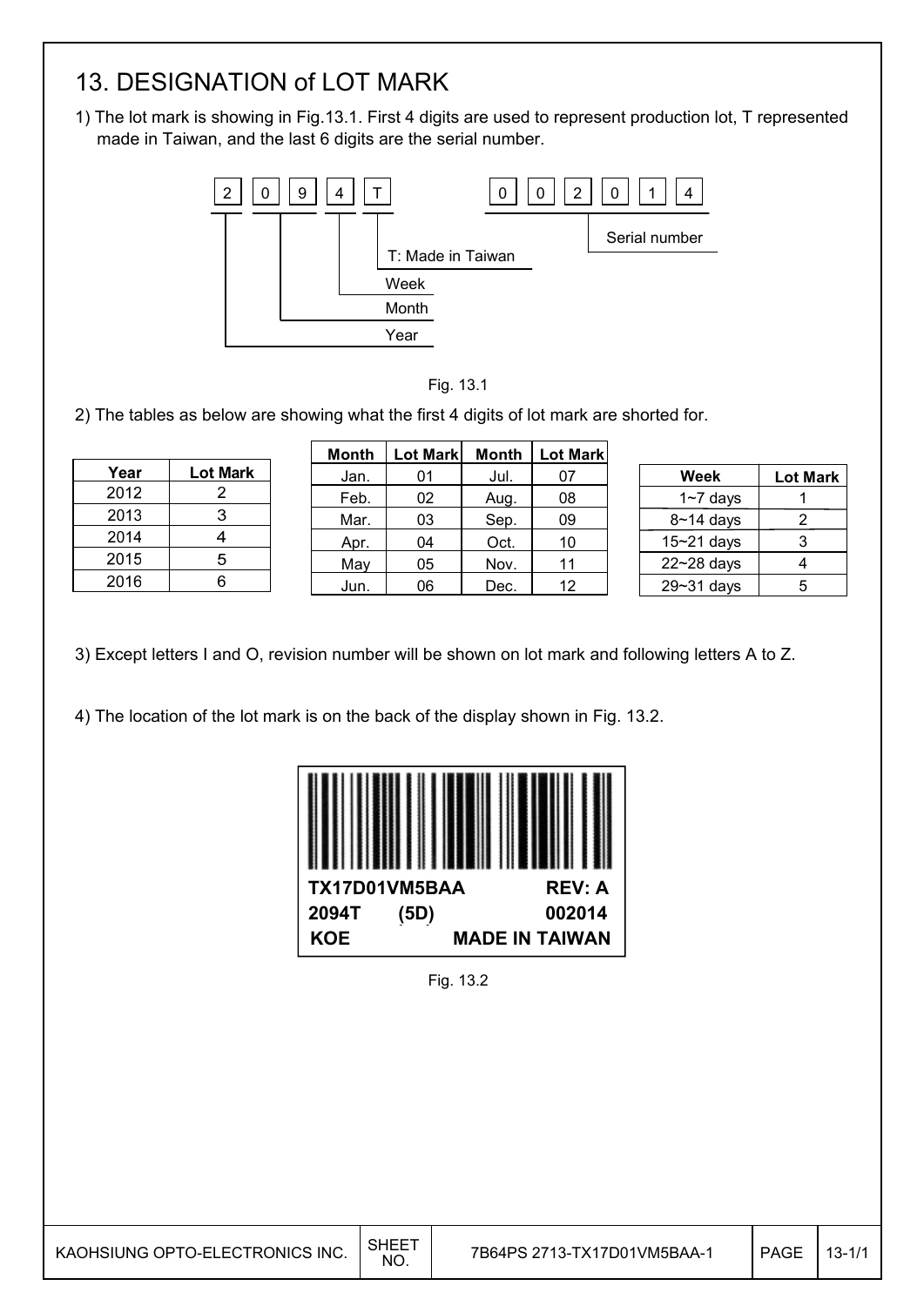# 13. DESIGNATION of LOT MARK

1) The lot mark is showing in Fig.13.1. First 4 digits are used to represent production lot, T represented made in Taiwan, and the last 6 digits are the serial number.

2 0 9 4 T 0 0 2 0 1 4

T: Made in Taiwan

Serial number

Week

Month

Year

Fig. 13.1

2) The tables as below are showing what the first 4 digits of lot mark are shorted for.

| Year | Lot Mark |
|---|---|
| 2012 | 2 |
| 2013 | 3 |
| 2014 | 4 |
| 2015 | 5 |
| 2016 | 6 |

| Month | Lot Mark | Month | Lot Mark |
|---|---|---|---|
| Jan. | 01 | Jul. | 07 |
| Feb. | 02 | Aug. | 08 |
| Mar. | 03 | Sep. | 09 |
| Apr. | 04 | Oct. | 10 |
| May | 05 | Nov. | 11 |
| Jun. | 06 | Dec. | 12 |

| Week | Lot Mark |
|---|---|
| 1~7 days | 1 |
| 8~14 days | 2 |
| 15~21 days | 3 |
| 22~28 days | 4 |
| 29~31 days | 5 |

3) Except letters I and O, revision number will be shown on lot mark and following letters A to Z.

4) The location of the lot mark is on the back of the display shown in Fig. 13.2.

**TX17D01VM5BAA** **REV: A**

**2094T (5D)** **002014**

**KOE** **MADE IN TAIWAN**

Fig. 13.2